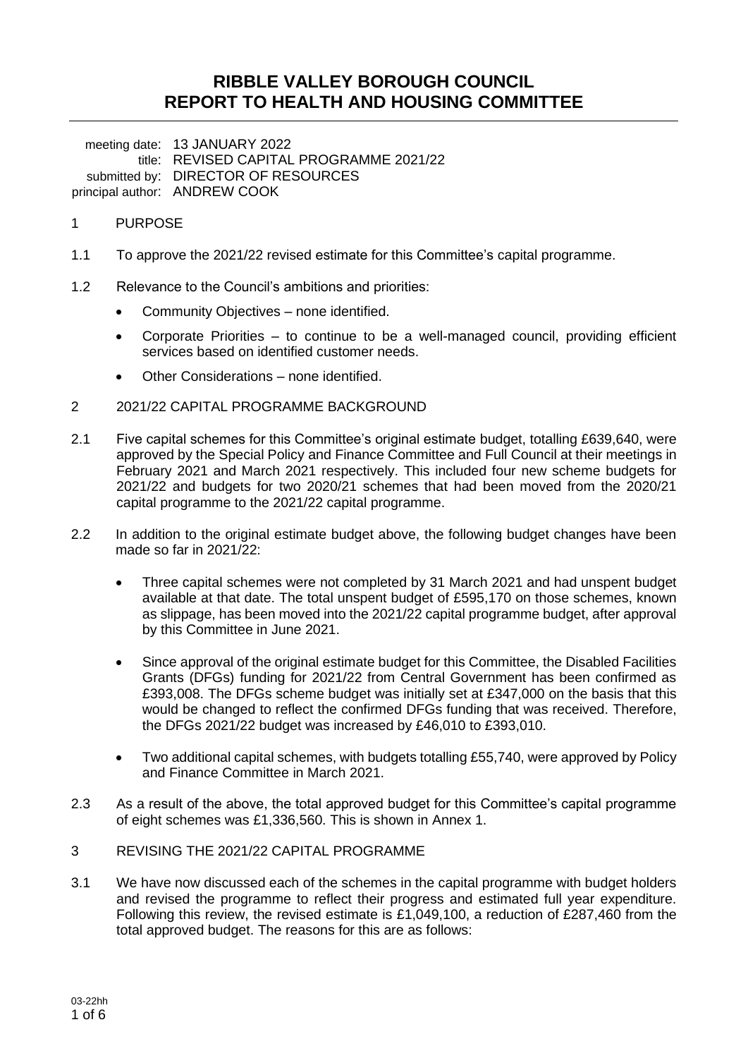# RIBBLE VALLEY BOROUGH COUNCIL
# REPORT TO HEALTH AND HOUSING COMMITTEE

meeting date: 13 JANUARY 2022
title: REVISED CAPITAL PROGRAMME 2021/22
submitted by: DIRECTOR OF RESOURCES
principal author: ANDREW COOK

## 1 PURPOSE

1.1 To approve the 2021/22 revised estimate for this Committee's capital programme.

1.2 Relevance to the Council's ambitions and priorities:

- Community Objectives – none identified.
- Corporate Priorities – to continue to be a well-managed council, providing efficient services based on identified customer needs.
- Other Considerations – none identified.

## 2 2021/22 CAPITAL PROGRAMME BACKGROUND

2.1 Five capital schemes for this Committee's original estimate budget, totalling £639,640, were approved by the Special Policy and Finance Committee and Full Council at their meetings in February 2021 and March 2021 respectively. This included four new scheme budgets for 2021/22 and budgets for two 2020/21 schemes that had been moved from the 2020/21 capital programme to the 2021/22 capital programme.

2.2 In addition to the original estimate budget above, the following budget changes have been made so far in 2021/22:

- Three capital schemes were not completed by 31 March 2021 and had unspent budget available at that date. The total unspent budget of £595,170 on those schemes, known as slippage, has been moved into the 2021/22 capital programme budget, after approval by this Committee in June 2021.
- Since approval of the original estimate budget for this Committee, the Disabled Facilities Grants (DFGs) funding for 2021/22 from Central Government has been confirmed as £393,008. The DFGs scheme budget was initially set at £347,000 on the basis that this would be changed to reflect the confirmed DFGs funding that was received. Therefore, the DFGs 2021/22 budget was increased by £46,010 to £393,010.
- Two additional capital schemes, with budgets totalling £55,740, were approved by Policy and Finance Committee in March 2021.

2.3 As a result of the above, the total approved budget for this Committee's capital programme of eight schemes was £1,336,560. This is shown in Annex 1.

## 3 REVISING THE 2021/22 CAPITAL PROGRAMME

3.1 We have now discussed each of the schemes in the capital programme with budget holders and revised the programme to reflect their progress and estimated full year expenditure. Following this review, the revised estimate is £1,049,100, a reduction of £287,460 from the total approved budget. The reasons for this are as follows:

03-22hh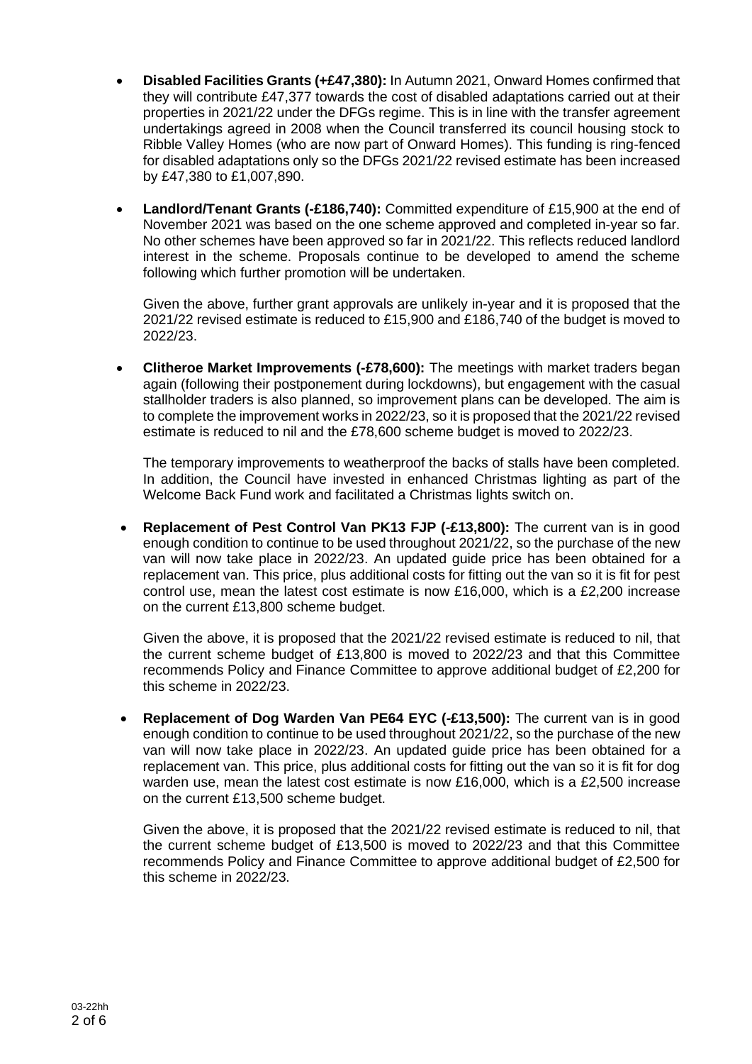- **Disabled Facilities Grants (+£47,380):** In Autumn 2021, Onward Homes confirmed that they will contribute £47,377 towards the cost of disabled adaptations carried out at their properties in 2021/22 under the DFGs regime. This is in line with the transfer agreement undertakings agreed in 2008 when the Council transferred its council housing stock to Ribble Valley Homes (who are now part of Onward Homes). This funding is ring-fenced for disabled adaptations only so the DFGs 2021/22 revised estimate has been increased by £47,380 to £1,007,890.

- **Landlord/Tenant Grants (-£186,740):** Committed expenditure of £15,900 at the end of November 2021 was based on the one scheme approved and completed in-year so far. No other schemes have been approved so far in 2021/22. This reflects reduced landlord interest in the scheme. Proposals continue to be developed to amend the scheme following which further promotion will be undertaken.

  Given the above, further grant approvals are unlikely in-year and it is proposed that the 2021/22 revised estimate is reduced to £15,900 and £186,740 of the budget is moved to 2022/23.

- **Clitheroe Market Improvements (-£78,600):** The meetings with market traders began again (following their postponement during lockdowns), but engagement with the casual stallholder traders is also planned, so improvement plans can be developed. The aim is to complete the improvement works in 2022/23, so it is proposed that the 2021/22 revised estimate is reduced to nil and the £78,600 scheme budget is moved to 2022/23.

  The temporary improvements to weatherproof the backs of stalls have been completed. In addition, the Council have invested in enhanced Christmas lighting as part of the Welcome Back Fund work and facilitated a Christmas lights switch on.

- **Replacement of Pest Control Van PK13 FJP (-£13,800):** The current van is in good enough condition to continue to be used throughout 2021/22, so the purchase of the new van will now take place in 2022/23. An updated guide price has been obtained for a replacement van. This price, plus additional costs for fitting out the van so it is fit for pest control use, mean the latest cost estimate is now £16,000, which is a £2,200 increase on the current £13,800 scheme budget.

  Given the above, it is proposed that the 2021/22 revised estimate is reduced to nil, that the current scheme budget of £13,800 is moved to 2022/23 and that this Committee recommends Policy and Finance Committee to approve additional budget of £2,200 for this scheme in 2022/23.

- **Replacement of Dog Warden Van PE64 EYC (-£13,500):** The current van is in good enough condition to continue to be used throughout 2021/22, so the purchase of the new van will now take place in 2022/23. An updated guide price has been obtained for a replacement van. This price, plus additional costs for fitting out the van so it is fit for dog warden use, mean the latest cost estimate is now £16,000, which is a £2,500 increase on the current £13,500 scheme budget.

  Given the above, it is proposed that the 2021/22 revised estimate is reduced to nil, that the current scheme budget of £13,500 is moved to 2022/23 and that this Committee recommends Policy and Finance Committee to approve additional budget of £2,500 for this scheme in 2022/23.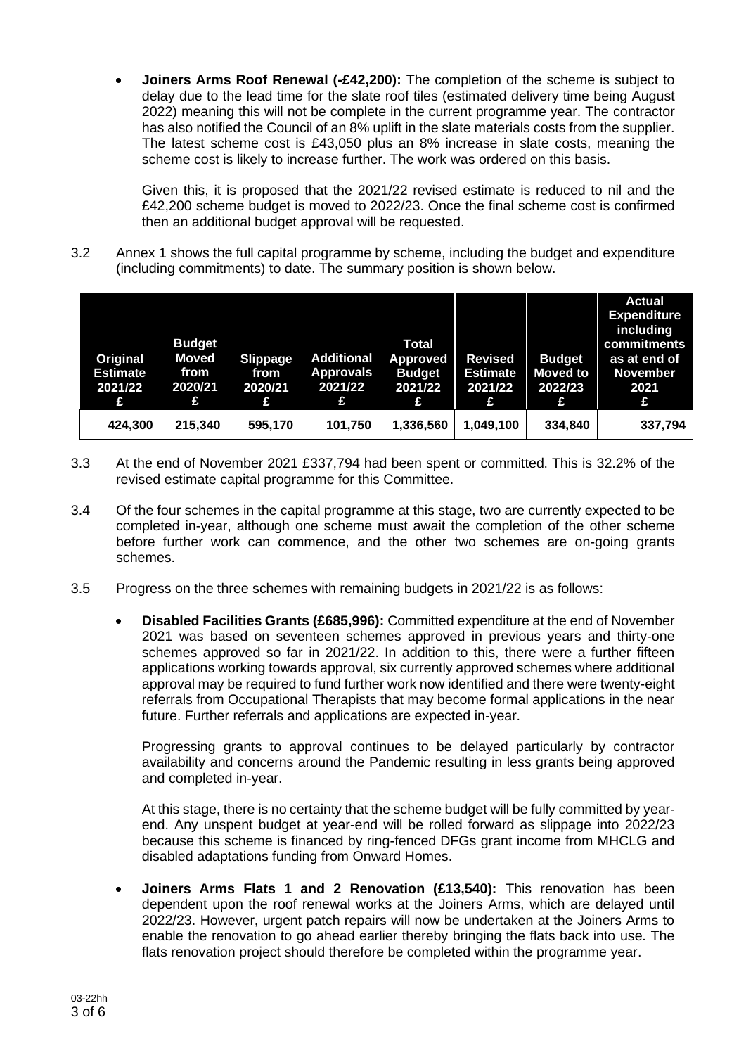- **Joiners Arms Roof Renewal (-£42,200):** The completion of the scheme is subject to delay due to the lead time for the slate roof tiles (estimated delivery time being August 2022) meaning this will not be complete in the current programme year. The contractor has also notified the Council of an 8% uplift in the slate materials costs from the supplier. The latest scheme cost is £43,050 plus an 8% increase in slate costs, meaning the scheme cost is likely to increase further. The work was ordered on this basis.

  Given this, it is proposed that the 2021/22 revised estimate is reduced to nil and the £42,200 scheme budget is moved to 2022/23. Once the final scheme cost is confirmed then an additional budget approval will be requested.

3.2 Annex 1 shows the full capital programme by scheme, including the budget and expenditure (including commitments) to date. The summary position is shown below.

| Original Estimate 2021/22 £ | Budget Moved from 2020/21 £ | Slippage from 2020/21 £ | Additional Approvals 2021/22 £ | Total Approved Budget 2021/22 £ | Revised Estimate 2021/22 £ | Budget Moved to 2022/23 £ | Actual Expenditure including commitments as at end of November 2021 £ |
|---|---|---|---|---|---|---|---|
| 424,300 | 215,340 | 595,170 | 101,750 | 1,336,560 | 1,049,100 | 334,840 | 337,794 |

3.3 At the end of November 2021 £337,794 had been spent or committed. This is 32.2% of the revised estimate capital programme for this Committee.

3.4 Of the four schemes in the capital programme at this stage, two are currently expected to be completed in-year, although one scheme must await the completion of the other scheme before further work can commence, and the other two schemes are on-going grants schemes.

3.5 Progress on the three schemes with remaining budgets in 2021/22 is as follows:

- **Disabled Facilities Grants (£685,996):** Committed expenditure at the end of November 2021 was based on seventeen schemes approved in previous years and thirty-one schemes approved so far in 2021/22. In addition to this, there were a further fifteen applications working towards approval, six currently approved schemes where additional approval may be required to fund further work now identified and there were twenty-eight referrals from Occupational Therapists that may become formal applications in the near future. Further referrals and applications are expected in-year.

  Progressing grants to approval continues to be delayed particularly by contractor availability and concerns around the Pandemic resulting in less grants being approved and completed in-year.

  At this stage, there is no certainty that the scheme budget will be fully committed by year-end. Any unspent budget at year-end will be rolled forward as slippage into 2022/23 because this scheme is financed by ring-fenced DFGs grant income from MHCLG and disabled adaptations funding from Onward Homes.

- **Joiners Arms Flats 1 and 2 Renovation (£13,540):** This renovation has been dependent upon the roof renewal works at the Joiners Arms, which are delayed until 2022/23. However, urgent patch repairs will now be undertaken at the Joiners Arms to enable the renovation to go ahead earlier thereby bringing the flats back into use. The flats renovation project should therefore be completed within the programme year.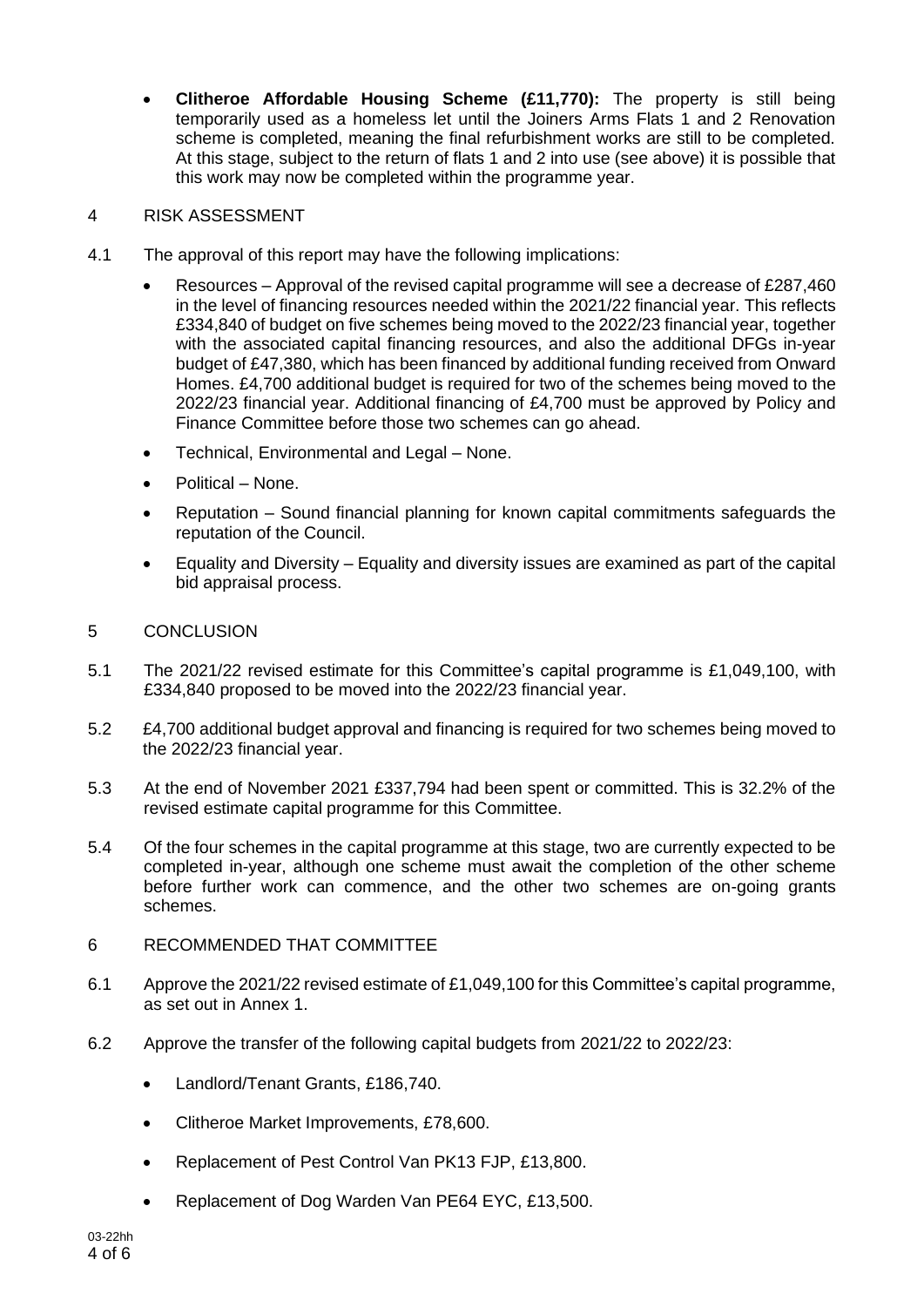- **Clitheroe Affordable Housing Scheme (£11,770):** The property is still being temporarily used as a homeless let until the Joiners Arms Flats 1 and 2 Renovation scheme is completed, meaning the final refurbishment works are still to be completed. At this stage, subject to the return of flats 1 and 2 into use (see above) it is possible that this work may now be completed within the programme year.

## 4 RISK ASSESSMENT

4.1 The approval of this report may have the following implications:

- Resources – Approval of the revised capital programme will see a decrease of £287,460 in the level of financing resources needed within the 2021/22 financial year. This reflects £334,840 of budget on five schemes being moved to the 2022/23 financial year, together with the associated capital financing resources, and also the additional DFGs in-year budget of £47,380, which has been financed by additional funding received from Onward Homes. £4,700 additional budget is required for two of the schemes being moved to the 2022/23 financial year. Additional financing of £4,700 must be approved by Policy and Finance Committee before those two schemes can go ahead.
- Technical, Environmental and Legal – None.
- Political – None.
- Reputation – Sound financial planning for known capital commitments safeguards the reputation of the Council.
- Equality and Diversity – Equality and diversity issues are examined as part of the capital bid appraisal process.

## 5 CONCLUSION

5.1 The 2021/22 revised estimate for this Committee's capital programme is £1,049,100, with £334,840 proposed to be moved into the 2022/23 financial year.

5.2 £4,700 additional budget approval and financing is required for two schemes being moved to the 2022/23 financial year.

5.3 At the end of November 2021 £337,794 had been spent or committed. This is 32.2% of the revised estimate capital programme for this Committee.

5.4 Of the four schemes in the capital programme at this stage, two are currently expected to be completed in-year, although one scheme must await the completion of the other scheme before further work can commence, and the other two schemes are on-going grants schemes.

## 6 RECOMMENDED THAT COMMITTEE

6.1 Approve the 2021/22 revised estimate of £1,049,100 for this Committee's capital programme, as set out in Annex 1.

6.2 Approve the transfer of the following capital budgets from 2021/22 to 2022/23:

- Landlord/Tenant Grants, £186,740.
- Clitheroe Market Improvements, £78,600.
- Replacement of Pest Control Van PK13 FJP, £13,800.
- Replacement of Dog Warden Van PE64 EYC, £13,500.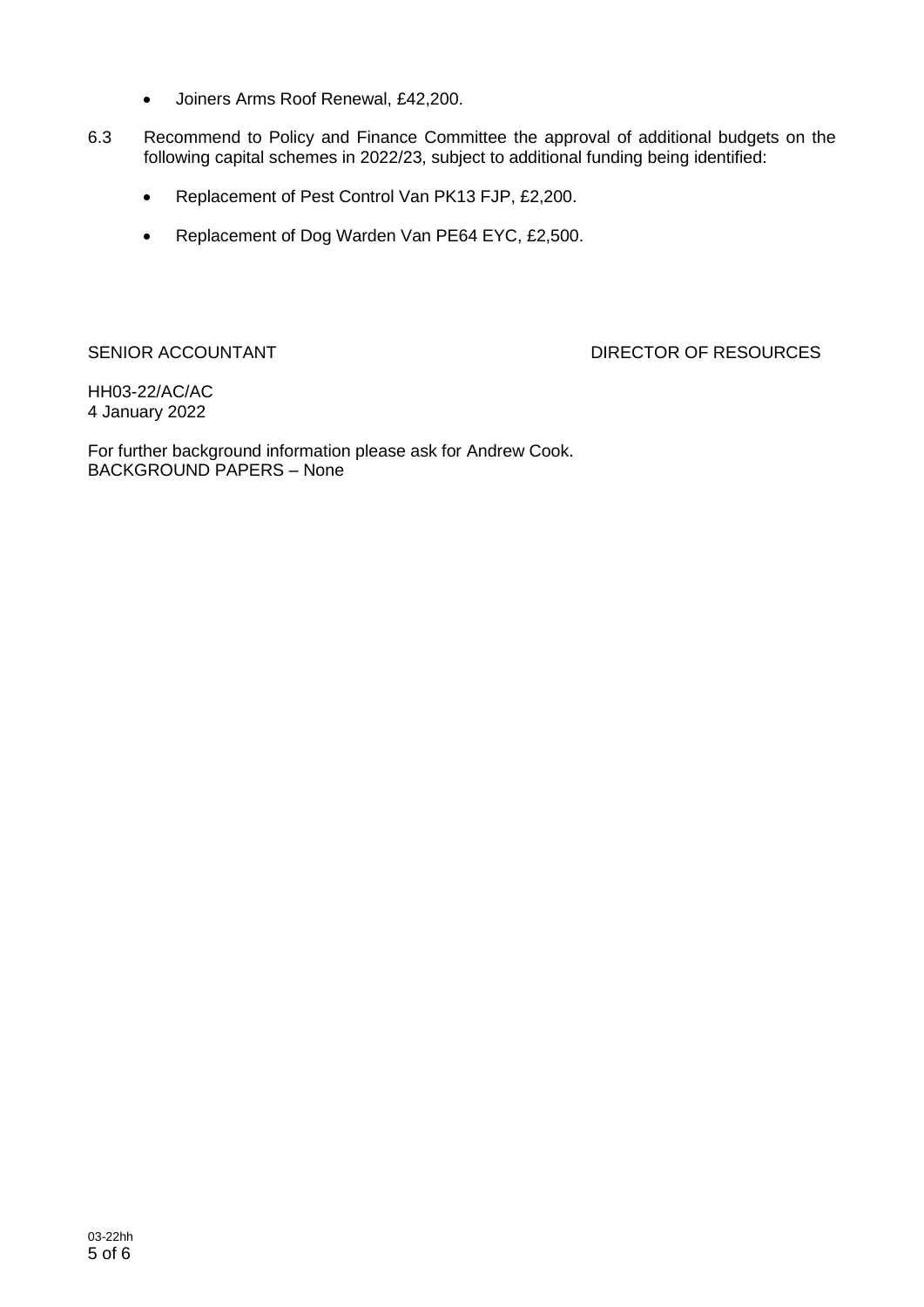- Joiners Arms Roof Renewal, £42,200.

6.3 Recommend to Policy and Finance Committee the approval of additional budgets on the following capital schemes in 2022/23, subject to additional funding being identified:

- Replacement of Pest Control Van PK13 FJP, £2,200.
- Replacement of Dog Warden Van PE64 EYC, £2,500.

SENIOR ACCOUNTANT                    DIRECTOR OF RESOURCES

HH03-22/AC/AC
4 January 2022

For further background information please ask for Andrew Cook.
BACKGROUND PAPERS – None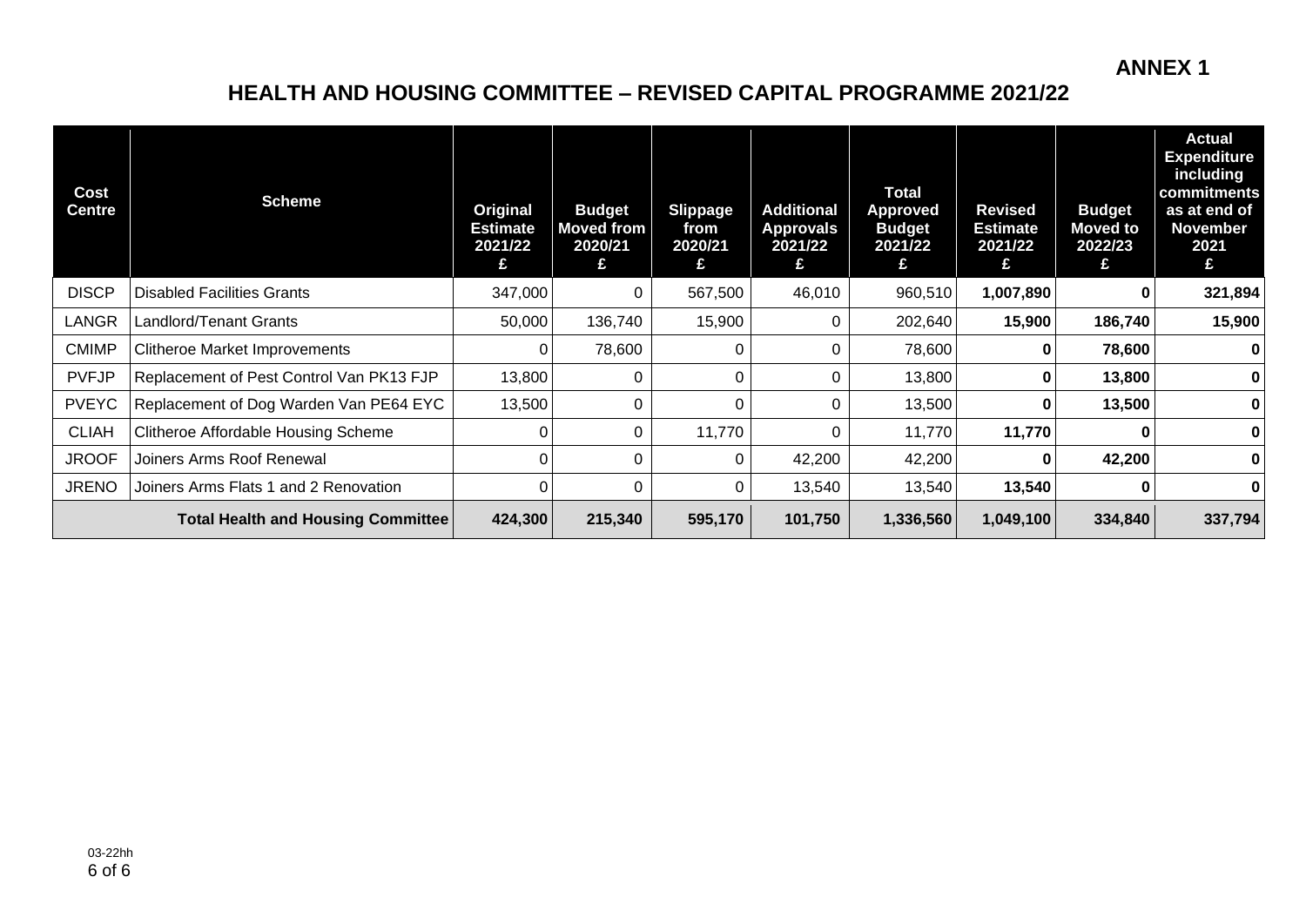**ANNEX 1**

# HEALTH AND HOUSING COMMITTEE – REVISED CAPITAL PROGRAMME 2021/22

| Cost Centre | Scheme | Original Estimate 2021/22 £ | Budget Moved from 2020/21 £ | Slippage from 2020/21 £ | Additional Approvals 2021/22 £ | Total Approved Budget 2021/22 £ | Revised Estimate 2021/22 £ | Budget Moved to 2022/23 £ | Actual Expenditure including commitments as at end of November 2021 £ |
|---|---|---|---|---|---|---|---|---|---|
| DISCP | Disabled Facilities Grants | 347,000 | 0 | 567,500 | 46,010 | 960,510 | **1,007,890** | **0** | **321,894** |
| LANGR | Landlord/Tenant Grants | 50,000 | 136,740 | 15,900 | 0 | 202,640 | **15,900** | **186,740** | **15,900** |
| CMIMP | Clitheroe Market Improvements | 0 | 78,600 | 0 | 0 | 78,600 | **0** | **78,600** | **0** |
| PVFJP | Replacement of Pest Control Van PK13 FJP | 13,800 | 0 | 0 | 0 | 13,800 | **0** | **13,800** | **0** |
| PVEYC | Replacement of Dog Warden Van PE64 EYC | 13,500 | 0 | 0 | 0 | 13,500 | **0** | **13,500** | **0** |
| CLIAH | Clitheroe Affordable Housing Scheme | 0 | 0 | 11,770 | 0 | 11,770 | **11,770** | **0** | **0** |
| JROOF | Joiners Arms Roof Renewal | 0 | 0 | 0 | 42,200 | 42,200 | **0** | **42,200** | **0** |
| JRENO | Joiners Arms Flats 1 and 2 Renovation | 0 | 0 | 0 | 13,540 | 13,540 | **13,540** | **0** | **0** |
| | **Total Health and Housing Committee** | **424,300** | **215,340** | **595,170** | **101,750** | **1,336,560** | **1,049,100** | **334,840** | **337,794** |

03-22hh